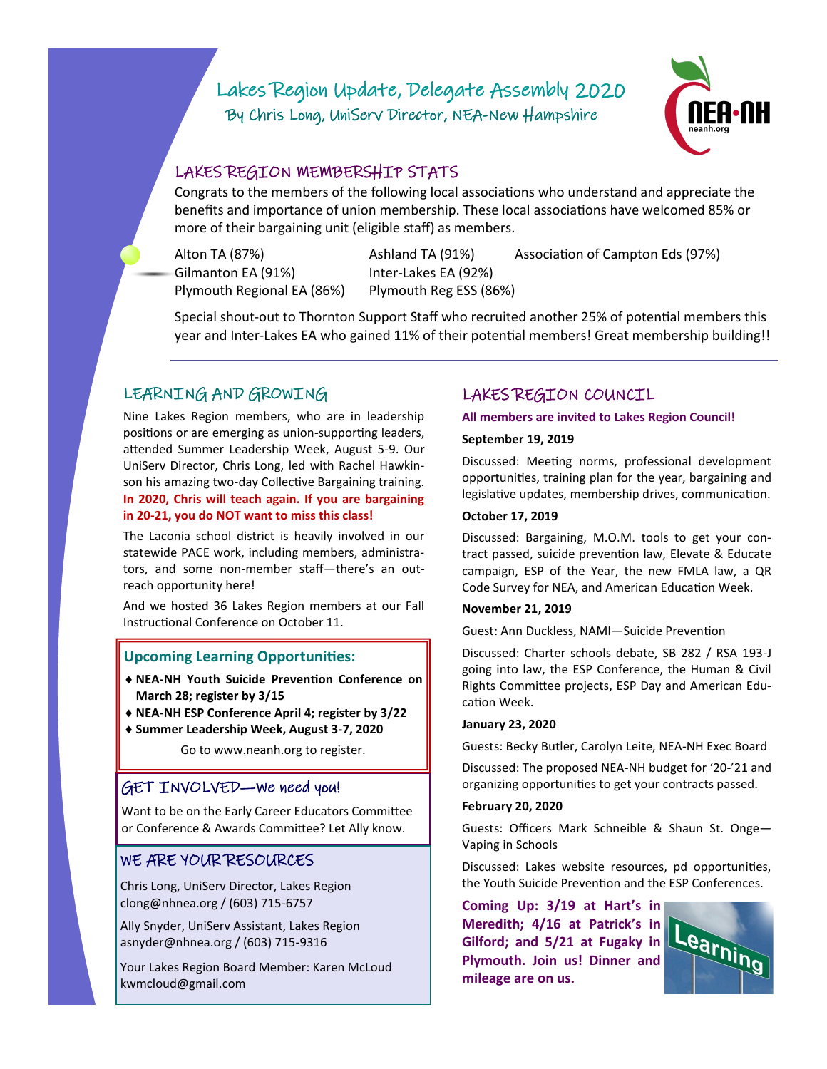# Lakes Region Update, Delegate Assembly 2020

By Chris Long, UniServ Director, NEA-New Hampshire

## LAKES REGION MEMBERSHIP STATS

Congrats to the members of the following local associations who understand and appreciate the benefits and importance of union membership. These local associations have welcomed 85% or more of their bargaining unit (eligible staff) as members.

- Alton TA (87%)
- Ashland TA (91%)
- Association of Campton Eds (97%)
- Gilmanton EA (91%)
- Inter-Lakes EA (92%)
- Plymouth Regional EA (86%)
- Plymouth Reg ESS (86%)

Special shout-out to Thornton Support Staff who recruited another 25% of potential members this year and Inter-Lakes EA who gained 11% of their potential members! Great membership building!!

## LEARNING AND GROWING

Nine Lakes Region members, who are in leadership positions or are emerging as union-supporting leaders, attended Summer Leadership Week, August 5-9. Our UniServ Director, Chris Long, led with Rachel Hawkinson his amazing two-day Collective Bargaining training. **In 2020, Chris will teach again. If you are bargaining in 20-21, you do NOT want to miss this class!**

The Laconia school district is heavily involved in our statewide PACE work, including members, administrators, and some non-member staff—there's an outreach opportunity here!

And we hosted 36 Lakes Region members at our Fall Instructional Conference on October 11.

### Upcoming Learning Opportunities:

- **NEA-NH Youth Suicide Prevention Conference on March 28; register by 3/15**
- **NEA-NH ESP Conference April 4; register by 3/22**
- **Summer Leadership Week, August 3-7, 2020**

Go to www.neanh.org to register.

## GET INVOLVED—We need you!

Want to be on the Early Career Educators Committee or Conference & Awards Committee? Let Ally know.

## WE ARE YOUR RESOURCES

Chris Long, UniServ Director, Lakes Region
clong@nhnea.org / (603) 715-6757

Ally Snyder, UniServ Assistant, Lakes Region
asnyder@nhnea.org / (603) 715-9316

Your Lakes Region Board Member: Karen McLoud
kwmcloud@gmail.com

## LAKES REGION COUNCIL

**All members are invited to Lakes Region Council!**

**September 19, 2019**

Discussed: Meeting norms, professional development opportunities, training plan for the year, bargaining and legislative updates, membership drives, communication.

**October 17, 2019**

Discussed: Bargaining, M.O.M. tools to get your contract passed, suicide prevention law, Elevate & Educate campaign, ESP of the Year, the new FMLA law, a QR Code Survey for NEA, and American Education Week.

**November 21, 2019**

Guest: Ann Duckless, NAMI—Suicide Prevention

Discussed: Charter schools debate, SB 282 / RSA 193-J going into law, the ESP Conference, the Human & Civil Rights Committee projects, ESP Day and American Education Week.

**January 23, 2020**

Guests: Becky Butler, Carolyn Leite, NEA-NH Exec Board

Discussed: The proposed NEA-NH budget for '20-'21 and organizing opportunities to get your contracts passed.

**February 20, 2020**

Guests: Officers Mark Schneible & Shaun St. Onge—Vaping in Schools

Discussed: Lakes website resources, pd opportunities, the Youth Suicide Prevention and the ESP Conferences.

**Coming Up: 3/19 at Hart's in Meredith; 4/16 at Patrick's in Gilford; and 5/21 at Fugaky in Plymouth. Join us! Dinner and mileage are on us.**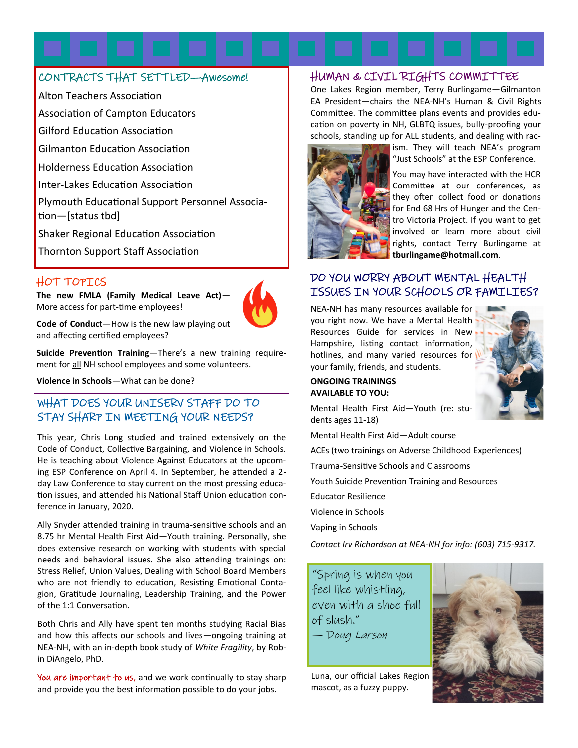## CONTRACTS THAT SETTLED—Awesome!

Alton Teachers Association

Association of Campton Educators

Gilford Education Association

Gilmanton Education Association

Holderness Education Association

Inter-Lakes Education Association

Plymouth Educational Support Personnel Association—[status tbd]

Shaker Regional Education Association

Thornton Support Staff Association

## HOT TOPICS

**The new FMLA (Family Medical Leave Act)**—More access for part-time employees!

**Code of Conduct**—How is the new law playing out and affecting certified employees?

**Suicide Prevention Training**—There's a new training requirement for all NH school employees and some volunteers.

**Violence in Schools**—What can be done?

## WHAT DOES YOUR UNISERV STAFF DO TO STAY SHARP IN MEETING YOUR NEEDS?

This year, Chris Long studied and trained extensively on the Code of Conduct, Collective Bargaining, and Violence in Schools. He is teaching about Violence Against Educators at the upcoming ESP Conference on April 4. In September, he attended a 2-day Law Conference to stay current on the most pressing education issues, and attended his National Staff Union education conference in January, 2020.

Ally Snyder attended training in trauma-sensitive schools and an 8.75 hr Mental Health First Aid—Youth training. Personally, she does extensive research on working with students with special needs and behavioral issues. She also attending trainings on: Stress Relief, Union Values, Dealing with School Board Members who are not friendly to education, Resisting Emotional Contagion, Gratitude Journaling, Leadership Training, and the Power of the 1:1 Conversation.

Both Chris and Ally have spent ten months studying Racial Bias and how this affects our schools and lives—ongoing training at NEA-NH, with an in-depth book study of *White Fragility*, by Robin DiAngelo, PhD.

You are important to us, and we work continually to stay sharp and provide you the best information possible to do your jobs.

## HUMAN & CIVIL RIGHTS COMMITTEE

One Lakes Region member, Terry Burlingame—Gilmanton EA President—chairs the NEA-NH's Human & Civil Rights Committee. The committee plans events and provides education on poverty in NH, GLBTQ issues, bully-proofing your schools, standing up for ALL students, and dealing with racism. They will teach NEA's program "Just Schools" at the ESP Conference.

You may have interacted with the HCR Committee at our conferences, as they often collect food or donations for End 68 Hrs of Hunger and the Centro Victoria Project. If you want to get involved or learn more about civil rights, contact Terry Burlingame at **tburlingame@hotmail.com**.

## DO YOU WORRY ABOUT MENTAL HEALTH ISSUES IN YOUR SCHOOLS OR FAMILIES?

NEA-NH has many resources available for you right now. We have a Mental Health Resources Guide for services in New Hampshire, listing contact information, hotlines, and many varied resources for your family, friends, and students.

**ONGOING TRAININGS AVAILABLE TO YOU:**

Mental Health First Aid—Youth (re: students ages 11-18)

Mental Health First Aid—Adult course

ACEs (two trainings on Adverse Childhood Experiences)

Trauma-Sensitive Schools and Classrooms

Youth Suicide Prevention Training and Resources

Educator Resilience

Violence in Schools

Vaping in Schools

*Contact Irv Richardson at NEA-NH for info: (603) 715-9317.*

"Spring is when you feel like whistling, even with a shoe full of slush."
— Doug Larson

Luna, our official Lakes Region mascot, as a fuzzy puppy.